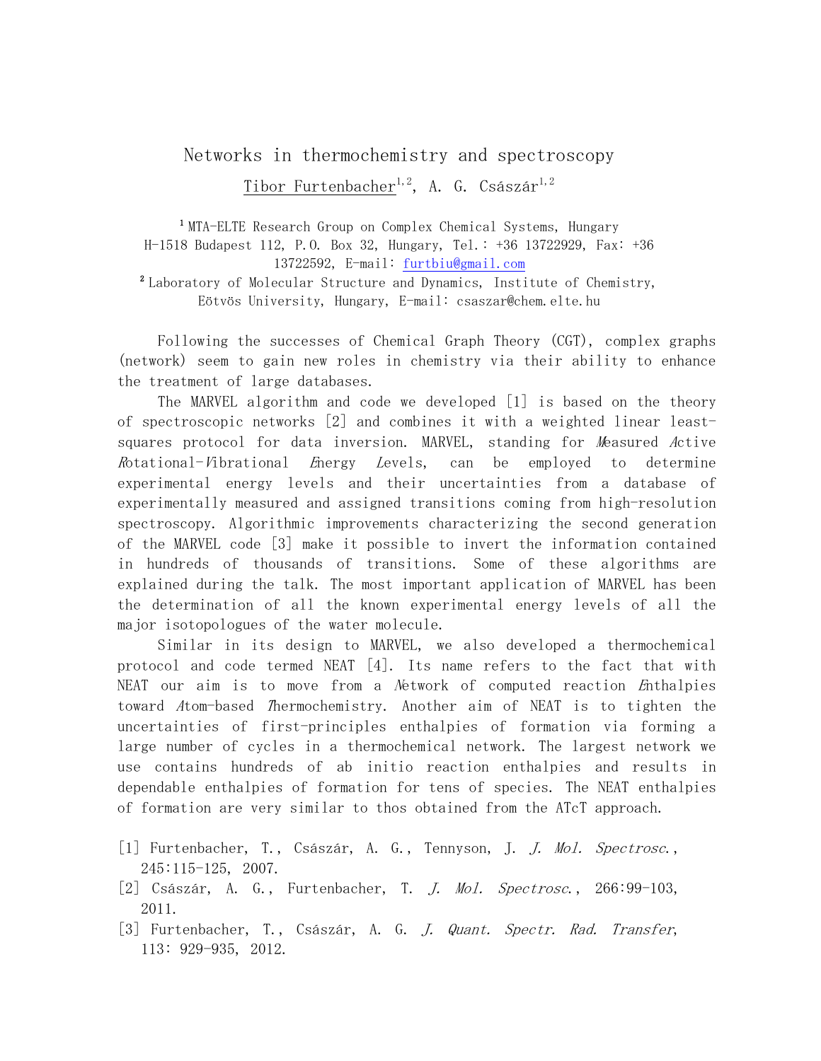# Networks in thermochemistry and spectroscopy

Tibor Furtenbacher[1,2], A. G. Császár[1,2]

[1] MTA-ELTE Research Group on Complex Chemical Systems, Hungary H-1518 Budapest 112, P.O. Box 32, Hungary, Tel.: +36 13722929, Fax: +36 13722592, E-mail: furtbiu@gmail.com

[2] Laboratory of Molecular Structure and Dynamics, Institute of Chemistry, Eötvös University, Hungary, E-mail: csaszar@chem.elte.hu

Following the successes of Chemical Graph Theory (CGT), complex graphs (network) seem to gain new roles in chemistry via their ability to enhance the treatment of large databases.

The MARVEL algorithm and code we developed [1] is based on the theory of spectroscopic networks [2] and combines it with a weighted linear least-squares protocol for data inversion. MARVEL, standing for *M*easured *A*ctive *R*otational-*V*ibrational *E*nergy *L*evels, can be employed to determine experimental energy levels and their uncertainties from a database of experimentally measured and assigned transitions coming from high-resolution spectroscopy. Algorithmic improvements characterizing the second generation of the MARVEL code [3] make it possible to invert the information contained in hundreds of thousands of transitions. Some of these algorithms are explained during the talk. The most important application of MARVEL has been the determination of all the known experimental energy levels of all the major isotopologues of the water molecule.

Similar in its design to MARVEL, we also developed a thermochemical protocol and code termed NEAT [4]. Its name refers to the fact that with NEAT our aim is to move from a *N*etwork of computed reaction *E*nthalpies toward *A*tom-based *T*hermochemistry. Another aim of NEAT is to tighten the uncertainties of first-principles enthalpies of formation via forming a large number of cycles in a thermochemical network. The largest network we use contains hundreds of ab initio reaction enthalpies and results in dependable enthalpies of formation for tens of species. The NEAT enthalpies of formation are very similar to thos obtained from the ATcT approach.

[1] Furtenbacher, T., Császár, A. G., Tennyson, J. *J. Mol. Spectrosc.*, 245:115-125, 2007.

[2] Császár, A. G., Furtenbacher, T. *J. Mol. Spectrosc.*, 266:99-103, 2011.

[3] Furtenbacher, T., Császár, A. G. *J. Quant. Spectr. Rad. Transfer*, 113: 929-935, 2012.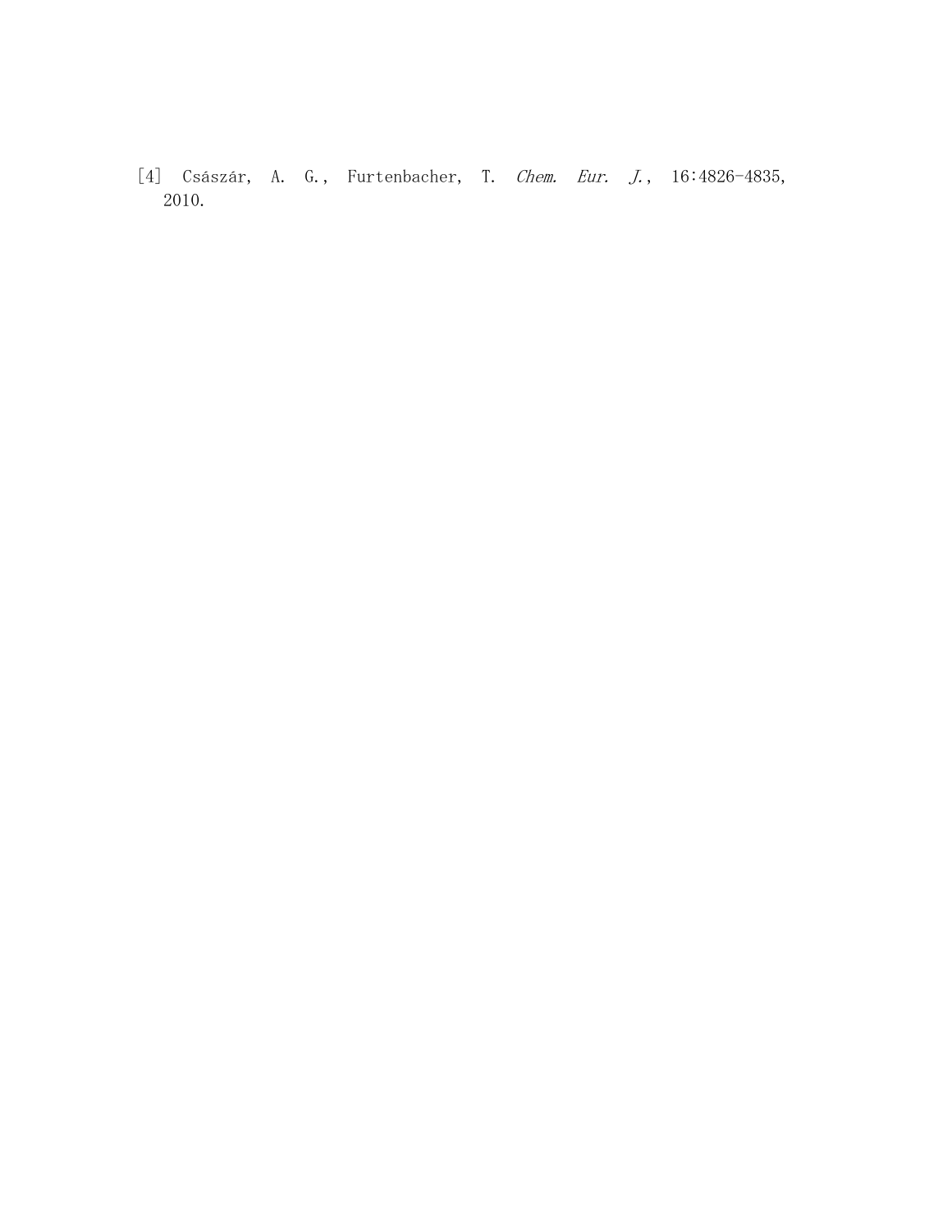[4] Császár, A. G., Furtenbacher, T. *Chem. Eur. J.*, 16:4826–4835, 2010.